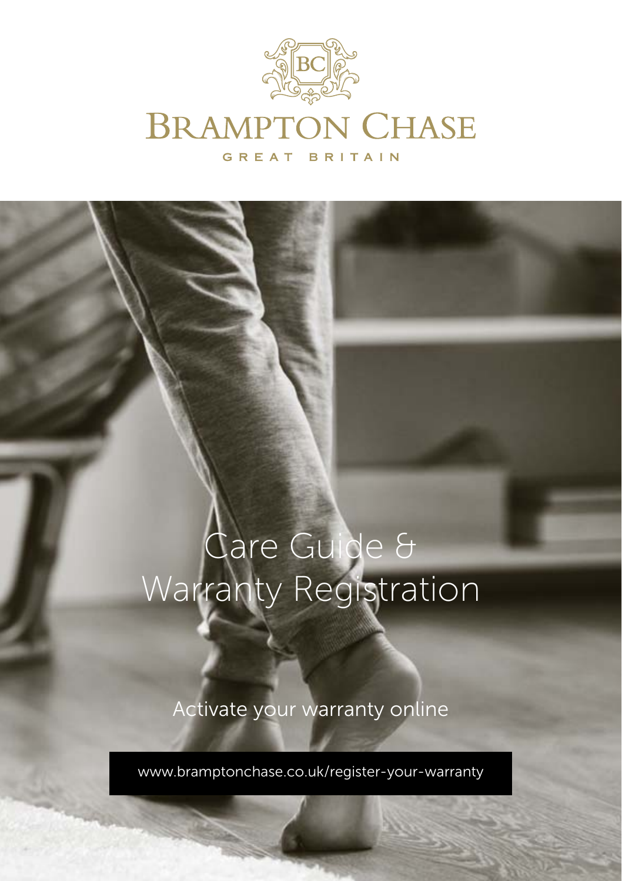BRAMPTON CHASE

GREAT BRITAIN

# Care Guide & Warranty Registration

Activate your warranty online

www.bramptonchase.co.uk/register-your-warranty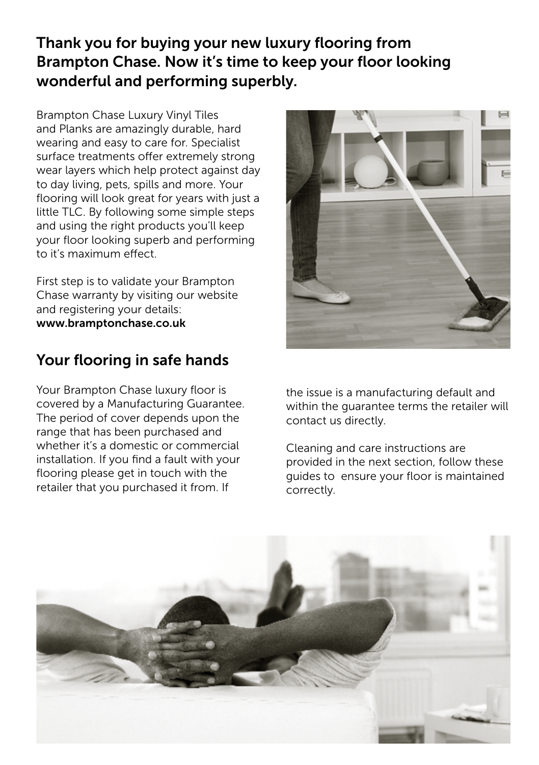## Thank you for buying your new luxury flooring from Brampton Chase. Now it's time to keep your floor looking wonderful and performing superbly.

Brampton Chase Luxury Vinyl Tiles and Planks are amazingly durable, hard wearing and easy to care for. Specialist surface treatments offer extremely strong wear layers which help protect against day to day living, pets, spills and more. Your flooring will look great for years with just a little TLC. By following some simple steps and using the right products you'll keep your floor looking superb and performing to it's maximum effect.

First step is to validate your Brampton Chase warranty by visiting our website and registering your details:
**www.bramptonchase.co.uk**

## Your flooring in safe hands

Your Brampton Chase luxury floor is covered by a Manufacturing Guarantee. The period of cover depends upon the range that has been purchased and whether it's a domestic or commercial installation. If you find a fault with your flooring please get in touch with the retailer that you purchased it from. If the issue is a manufacturing default and within the guarantee terms the retailer will contact us directly.

Cleaning and care instructions are provided in the next section, follow these guides to ensure your floor is maintained correctly.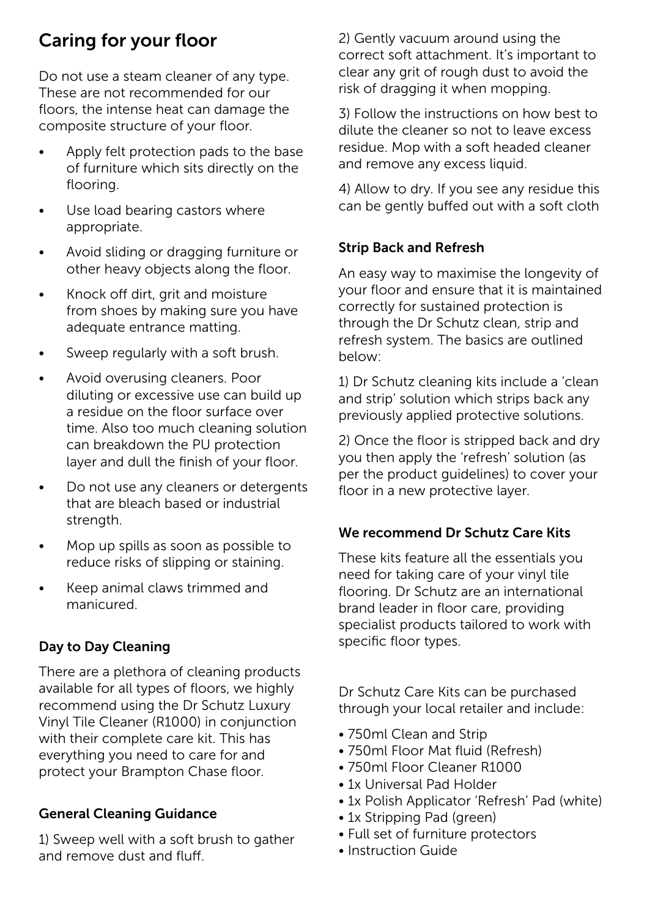# Caring for your floor

Do not use a steam cleaner of any type. These are not recommended for our floors, the intense heat can damage the composite structure of your floor.

- Apply felt protection pads to the base of furniture which sits directly on the flooring.
- Use load bearing castors where appropriate.
- Avoid sliding or dragging furniture or other heavy objects along the floor.
- Knock off dirt, grit and moisture from shoes by making sure you have adequate entrance matting.
- Sweep regularly with a soft brush.
- Avoid overusing cleaners. Poor diluting or excessive use can build up a residue on the floor surface over time. Also too much cleaning solution can breakdown the PU protection layer and dull the finish of your floor.
- Do not use any cleaners or detergents that are bleach based or industrial strength.
- Mop up spills as soon as possible to reduce risks of slipping or staining.
- Keep animal claws trimmed and manicured.

### Day to Day Cleaning

There are a plethora of cleaning products available for all types of floors, we highly recommend using the Dr Schutz Luxury Vinyl Tile Cleaner (R1000) in conjunction with their complete care kit. This has everything you need to care for and protect your Brampton Chase floor.

### General Cleaning Guidance

1) Sweep well with a soft brush to gather and remove dust and fluff.

2) Gently vacuum around using the correct soft attachment. It's important to clear any grit of rough dust to avoid the risk of dragging it when mopping.

3) Follow the instructions on how best to dilute the cleaner so not to leave excess residue. Mop with a soft headed cleaner and remove any excess liquid.

4) Allow to dry. If you see any residue this can be gently buffed out with a soft cloth

### Strip Back and Refresh

An easy way to maximise the longevity of your floor and ensure that it is maintained correctly for sustained protection is through the Dr Schutz clean, strip and refresh system. The basics are outlined below:

1) Dr Schutz cleaning kits include a 'clean and strip' solution which strips back any previously applied protective solutions.

2) Once the floor is stripped back and dry you then apply the 'refresh' solution (as per the product guidelines) to cover your floor in a new protective layer.

### We recommend Dr Schutz Care Kits

These kits feature all the essentials you need for taking care of your vinyl tile flooring. Dr Schutz are an international brand leader in floor care, providing specialist products tailored to work with specific floor types.

Dr Schutz Care Kits can be purchased through your local retailer and include:

- 750ml Clean and Strip
- 750ml Floor Mat fluid (Refresh)
- 750ml Floor Cleaner R1000
- 1x Universal Pad Holder
- 1x Polish Applicator 'Refresh' Pad (white)
- 1x Stripping Pad (green)
- Full set of furniture protectors
- Instruction Guide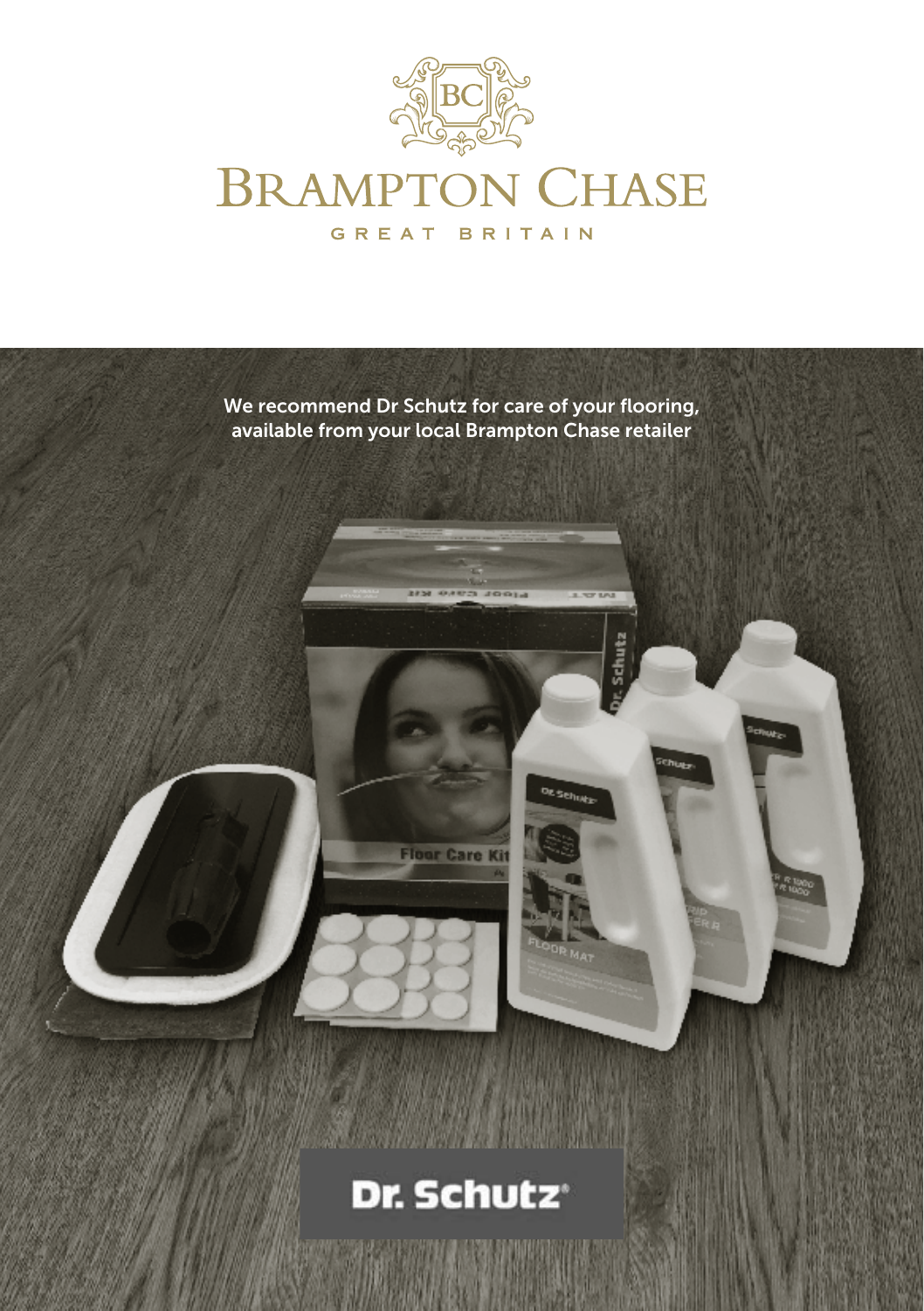# BRAMPTON CHASE

GREAT BRITAIN

We recommend Dr Schutz for care of your flooring, available from your local Brampton Chase retailer

Dr. Schutz®